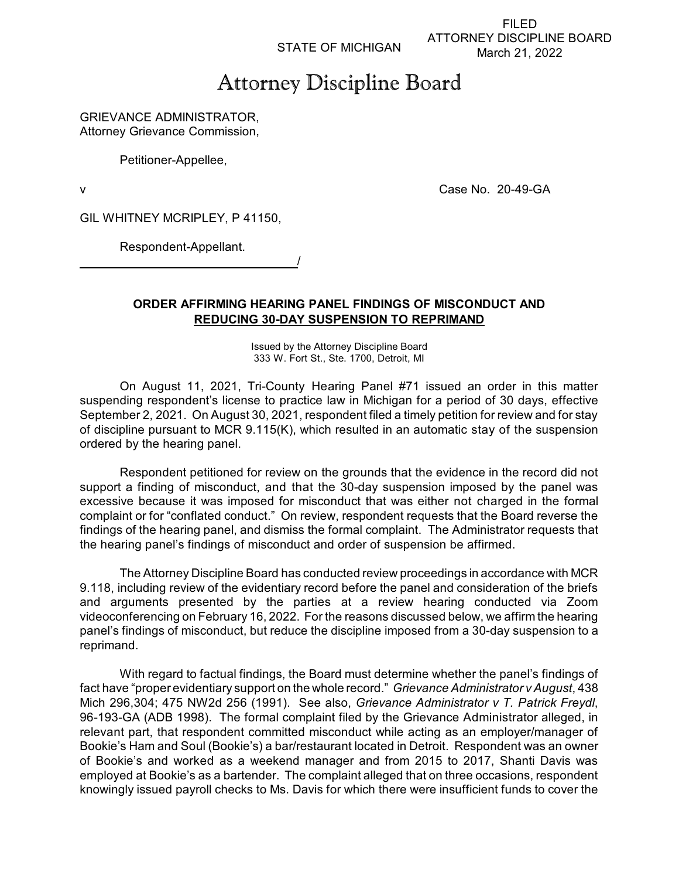FILED
ATTORNEY DISCIPLINE BOARD
March 21, 2022

STATE OF MICHIGAN

# Attorney Discipline Board

GRIEVANCE ADMINISTRATOR,
Attorney Grievance Commission,

Petitioner-Appellee,

v

Case No. 20-49-GA

GIL WHITNEY MCRIPLEY, P 41150,

Respondent-Appellant.

_______________________________/

## ORDER AFFIRMING HEARING PANEL FINDINGS OF MISCONDUCT AND REDUCING 30-DAY SUSPENSION TO REPRIMAND

Issued by the Attorney Discipline Board
333 W. Fort St., Ste. 1700, Detroit, MI

On August 11, 2021, Tri-County Hearing Panel #71 issued an order in this matter suspending respondent's license to practice law in Michigan for a period of 30 days, effective September 2, 2021. On August 30, 2021, respondent filed a timely petition for review and for stay of discipline pursuant to MCR 9.115(K), which resulted in an automatic stay of the suspension ordered by the hearing panel.

Respondent petitioned for review on the grounds that the evidence in the record did not support a finding of misconduct, and that the 30-day suspension imposed by the panel was excessive because it was imposed for misconduct that was either not charged in the formal complaint or for "conflated conduct." On review, respondent requests that the Board reverse the findings of the hearing panel, and dismiss the formal complaint. The Administrator requests that the hearing panel's findings of misconduct and order of suspension be affirmed.

The Attorney Discipline Board has conducted review proceedings in accordance with MCR 9.118, including review of the evidentiary record before the panel and consideration of the briefs and arguments presented by the parties at a review hearing conducted via Zoom videoconferencing on February 16, 2022. For the reasons discussed below, we affirm the hearing panel's findings of misconduct, but reduce the discipline imposed from a 30-day suspension to a reprimand.

With regard to factual findings, the Board must determine whether the panel's findings of fact have "proper evidentiary support on the whole record." *Grievance Administrator v August*, 438 Mich 296,304; 475 NW2d 256 (1991). See also, *Grievance Administrator v T. Patrick Freydl*, 96-193-GA (ADB 1998). The formal complaint filed by the Grievance Administrator alleged, in relevant part, that respondent committed misconduct while acting as an employer/manager of Bookie's Ham and Soul (Bookie's) a bar/restaurant located in Detroit. Respondent was an owner of Bookie's and worked as a weekend manager and from 2015 to 2017, Shanti Davis was employed at Bookie's as a bartender. The complaint alleged that on three occasions, respondent knowingly issued payroll checks to Ms. Davis for which there were insufficient funds to cover the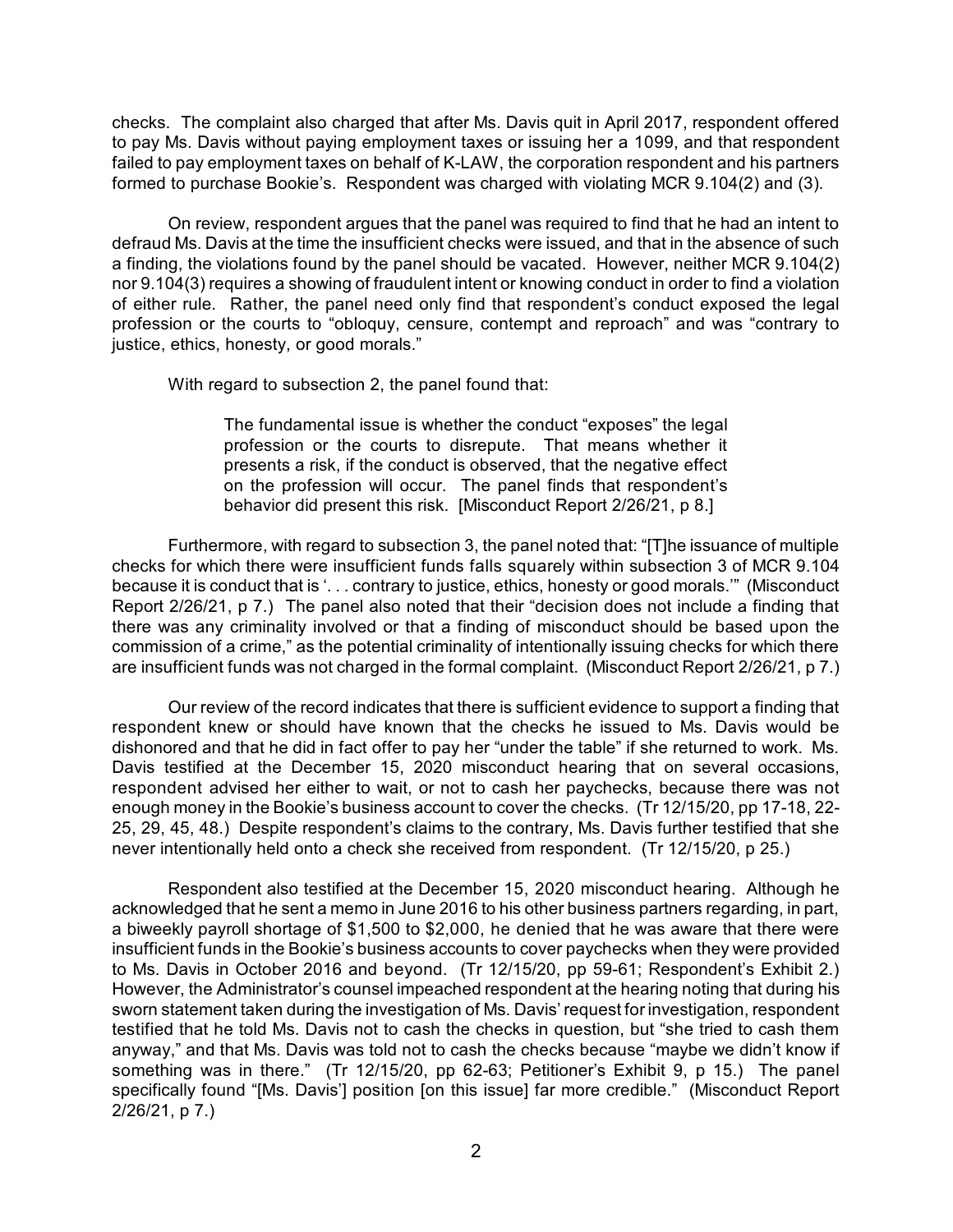checks. The complaint also charged that after Ms. Davis quit in April 2017, respondent offered to pay Ms. Davis without paying employment taxes or issuing her a 1099, and that respondent failed to pay employment taxes on behalf of K-LAW, the corporation respondent and his partners formed to purchase Bookie's. Respondent was charged with violating MCR 9.104(2) and (3).

On review, respondent argues that the panel was required to find that he had an intent to defraud Ms. Davis at the time the insufficient checks were issued, and that in the absence of such a finding, the violations found by the panel should be vacated. However, neither MCR 9.104(2) nor 9.104(3) requires a showing of fraudulent intent or knowing conduct in order to find a violation of either rule. Rather, the panel need only find that respondent's conduct exposed the legal profession or the courts to "obloquy, censure, contempt and reproach" and was "contrary to justice, ethics, honesty, or good morals."

With regard to subsection 2, the panel found that:

> The fundamental issue is whether the conduct "exposes" the legal profession or the courts to disrepute. That means whether it presents a risk, if the conduct is observed, that the negative effect on the profession will occur. The panel finds that respondent's behavior did present this risk. [Misconduct Report 2/26/21, p 8.]

Furthermore, with regard to subsection 3, the panel noted that: "[T]he issuance of multiple checks for which there were insufficient funds falls squarely within subsection 3 of MCR 9.104 because it is conduct that is '. . . contrary to justice, ethics, honesty or good morals.'" (Misconduct Report 2/26/21, p 7.) The panel also noted that their "decision does not include a finding that there was any criminality involved or that a finding of misconduct should be based upon the commission of a crime," as the potential criminality of intentionally issuing checks for which there are insufficient funds was not charged in the formal complaint. (Misconduct Report 2/26/21, p 7.)

Our review of the record indicates that there is sufficient evidence to support a finding that respondent knew or should have known that the checks he issued to Ms. Davis would be dishonored and that he did in fact offer to pay her "under the table" if she returned to work. Ms. Davis testified at the December 15, 2020 misconduct hearing that on several occasions, respondent advised her either to wait, or not to cash her paychecks, because there was not enough money in the Bookie's business account to cover the checks. (Tr 12/15/20, pp 17-18, 22-25, 29, 45, 48.) Despite respondent's claims to the contrary, Ms. Davis further testified that she never intentionally held onto a check she received from respondent. (Tr 12/15/20, p 25.)

Respondent also testified at the December 15, 2020 misconduct hearing. Although he acknowledged that he sent a memo in June 2016 to his other business partners regarding, in part, a biweekly payroll shortage of $1,500 to $2,000, he denied that he was aware that there were insufficient funds in the Bookie's business accounts to cover paychecks when they were provided to Ms. Davis in October 2016 and beyond. (Tr 12/15/20, pp 59-61; Respondent's Exhibit 2.) However, the Administrator's counsel impeached respondent at the hearing noting that during his sworn statement taken during the investigation of Ms. Davis' request for investigation, respondent testified that he told Ms. Davis not to cash the checks in question, but "she tried to cash them anyway," and that Ms. Davis was told not to cash the checks because "maybe we didn't know if something was in there." (Tr 12/15/20, pp 62-63; Petitioner's Exhibit 9, p 15.) The panel specifically found "[Ms. Davis'] position [on this issue] far more credible." (Misconduct Report 2/26/21, p 7.)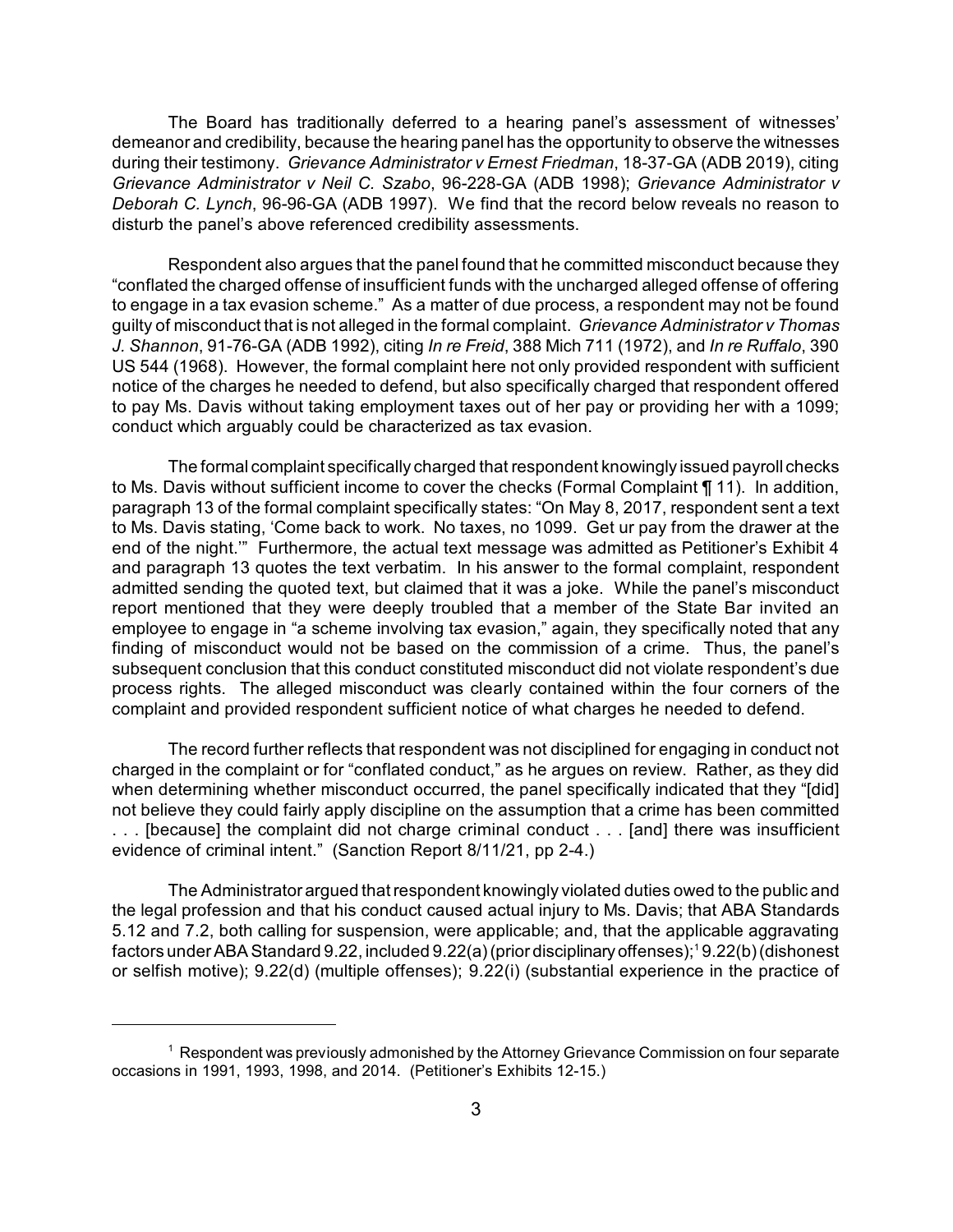The Board has traditionally deferred to a hearing panel's assessment of witnesses' demeanor and credibility, because the hearing panel has the opportunity to observe the witnesses during their testimony. *Grievance Administrator v Ernest Friedman*, 18-37-GA (ADB 2019), citing *Grievance Administrator v Neil C. Szabo*, 96-228-GA (ADB 1998); *Grievance Administrator v Deborah C. Lynch*, 96-96-GA (ADB 1997). We find that the record below reveals no reason to disturb the panel's above referenced credibility assessments.

Respondent also argues that the panel found that he committed misconduct because they "conflated the charged offense of insufficient funds with the uncharged alleged offense of offering to engage in a tax evasion scheme." As a matter of due process, a respondent may not be found guilty of misconduct that is not alleged in the formal complaint. *Grievance Administrator v Thomas J. Shannon*, 91-76-GA (ADB 1992), citing *In re Freid*, 388 Mich 711 (1972), and *In re Ruffalo*, 390 US 544 (1968). However, the formal complaint here not only provided respondent with sufficient notice of the charges he needed to defend, but also specifically charged that respondent offered to pay Ms. Davis without taking employment taxes out of her pay or providing her with a 1099; conduct which arguably could be characterized as tax evasion.

The formal complaint specifically charged that respondent knowingly issued payroll checks to Ms. Davis without sufficient income to cover the checks (Formal Complaint ¶ 11). In addition, paragraph 13 of the formal complaint specifically states: "On May 8, 2017, respondent sent a text to Ms. Davis stating, 'Come back to work. No taxes, no 1099. Get ur pay from the drawer at the end of the night.'" Furthermore, the actual text message was admitted as Petitioner's Exhibit 4 and paragraph 13 quotes the text verbatim. In his answer to the formal complaint, respondent admitted sending the quoted text, but claimed that it was a joke. While the panel's misconduct report mentioned that they were deeply troubled that a member of the State Bar invited an employee to engage in "a scheme involving tax evasion," again, they specifically noted that any finding of misconduct would not be based on the commission of a crime. Thus, the panel's subsequent conclusion that this conduct constituted misconduct did not violate respondent's due process rights. The alleged misconduct was clearly contained within the four corners of the complaint and provided respondent sufficient notice of what charges he needed to defend.

The record further reflects that respondent was not disciplined for engaging in conduct not charged in the complaint or for "conflated conduct," as he argues on review. Rather, as they did when determining whether misconduct occurred, the panel specifically indicated that they "[did] not believe they could fairly apply discipline on the assumption that a crime has been committed . . . [because] the complaint did not charge criminal conduct . . . [and] there was insufficient evidence of criminal intent." (Sanction Report 8/11/21, pp 2-4.)

The Administrator argued that respondent knowingly violated duties owed to the public and the legal profession and that his conduct caused actual injury to Ms. Davis; that ABA Standards 5.12 and 7.2, both calling for suspension, were applicable; and, that the applicable aggravating factors under ABA Standard 9.22, included 9.22(a) (prior disciplinary offenses);[1] 9.22(b) (dishonest or selfish motive); 9.22(d) (multiple offenses); 9.22(i) (substantial experience in the practice of

---

[1] Respondent was previously admonished by the Attorney Grievance Commission on four separate occasions in 1991, 1993, 1998, and 2014. (Petitioner's Exhibits 12-15.)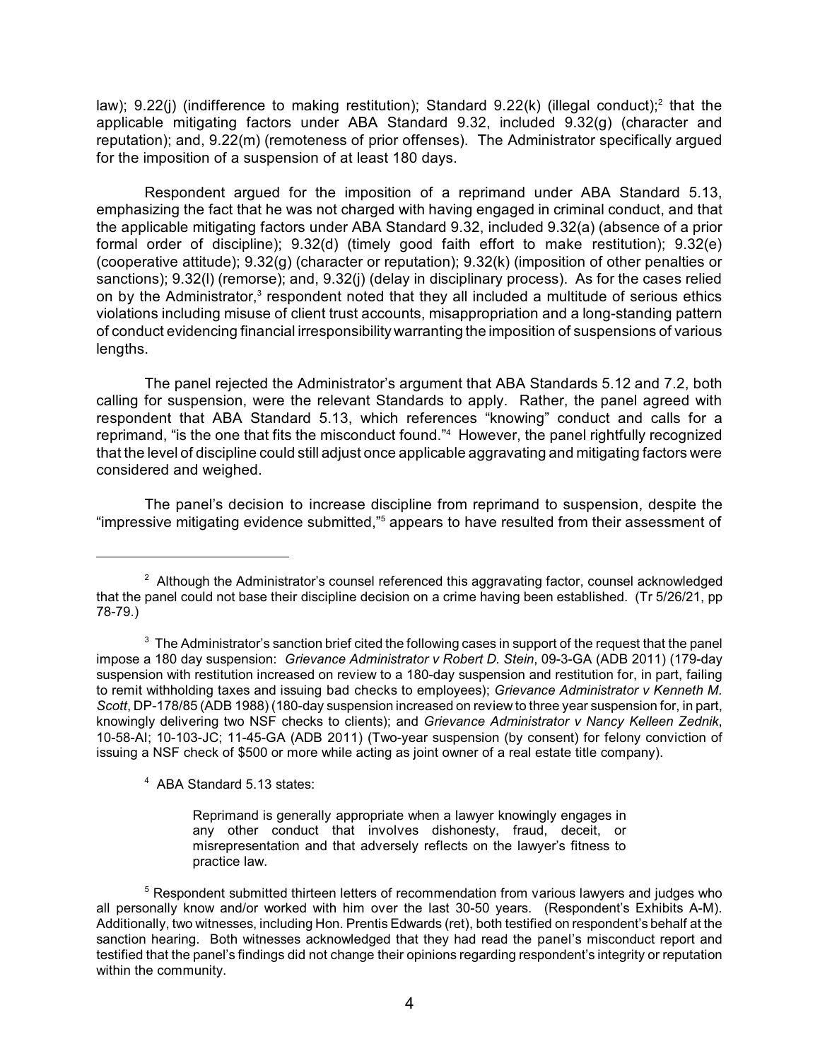law); 9.22(j) (indifference to making restitution); Standard 9.22(k) (illegal conduct);[2] that the applicable mitigating factors under ABA Standard 9.32, included 9.32(g) (character and reputation); and, 9.22(m) (remoteness of prior offenses). The Administrator specifically argued for the imposition of a suspension of at least 180 days.

Respondent argued for the imposition of a reprimand under ABA Standard 5.13, emphasizing the fact that he was not charged with having engaged in criminal conduct, and that the applicable mitigating factors under ABA Standard 9.32, included 9.32(a) (absence of a prior formal order of discipline); 9.32(d) (timely good faith effort to make restitution); 9.32(e) (cooperative attitude); 9.32(g) (character or reputation); 9.32(k) (imposition of other penalties or sanctions); 9.32(l) (remorse); and, 9.32(j) (delay in disciplinary process). As for the cases relied on by the Administrator,[3] respondent noted that they all included a multitude of serious ethics violations including misuse of client trust accounts, misappropriation and a long-standing pattern of conduct evidencing financial irresponsibility warranting the imposition of suspensions of various lengths.

The panel rejected the Administrator's argument that ABA Standards 5.12 and 7.2, both calling for suspension, were the relevant Standards to apply. Rather, the panel agreed with respondent that ABA Standard 5.13, which references "knowing" conduct and calls for a reprimand, "is the one that fits the misconduct found."[4] However, the panel rightfully recognized that the level of discipline could still adjust once applicable aggravating and mitigating factors were considered and weighed.

The panel's decision to increase discipline from reprimand to suspension, despite the "impressive mitigating evidence submitted,"[5] appears to have resulted from their assessment of

---

[2] Although the Administrator's counsel referenced this aggravating factor, counsel acknowledged that the panel could not base their discipline decision on a crime having been established. (Tr 5/26/21, pp 78-79.)

[3] The Administrator's sanction brief cited the following cases in support of the request that the panel impose a 180 day suspension: *Grievance Administrator v Robert D. Stein*, 09-3-GA (ADB 2011) (179-day suspension with restitution increased on review to a 180-day suspension and restitution for, in part, failing to remit withholding taxes and issuing bad checks to employees); *Grievance Administrator v Kenneth M. Scott*, DP-178/85 (ADB 1988) (180-day suspension increased on review to three year suspension for, in part, knowingly delivering two NSF checks to clients); and *Grievance Administrator v Nancy Kelleen Zednik*, 10-58-AI; 10-103-JC; 11-45-GA (ADB 2011) (Two-year suspension (by consent) for felony conviction of issuing a NSF check of $500 or more while acting as joint owner of a real estate title company).

[4] ABA Standard 5.13 states:

> Reprimand is generally appropriate when a lawyer knowingly engages in any other conduct that involves dishonesty, fraud, deceit, or misrepresentation and that adversely reflects on the lawyer's fitness to practice law.

[5] Respondent submitted thirteen letters of recommendation from various lawyers and judges who all personally know and/or worked with him over the last 30-50 years. (Respondent's Exhibits A-M). Additionally, two witnesses, including Hon. Prentis Edwards (ret), both testified on respondent's behalf at the sanction hearing. Both witnesses acknowledged that they had read the panel's misconduct report and testified that the panel's findings did not change their opinions regarding respondent's integrity or reputation within the community.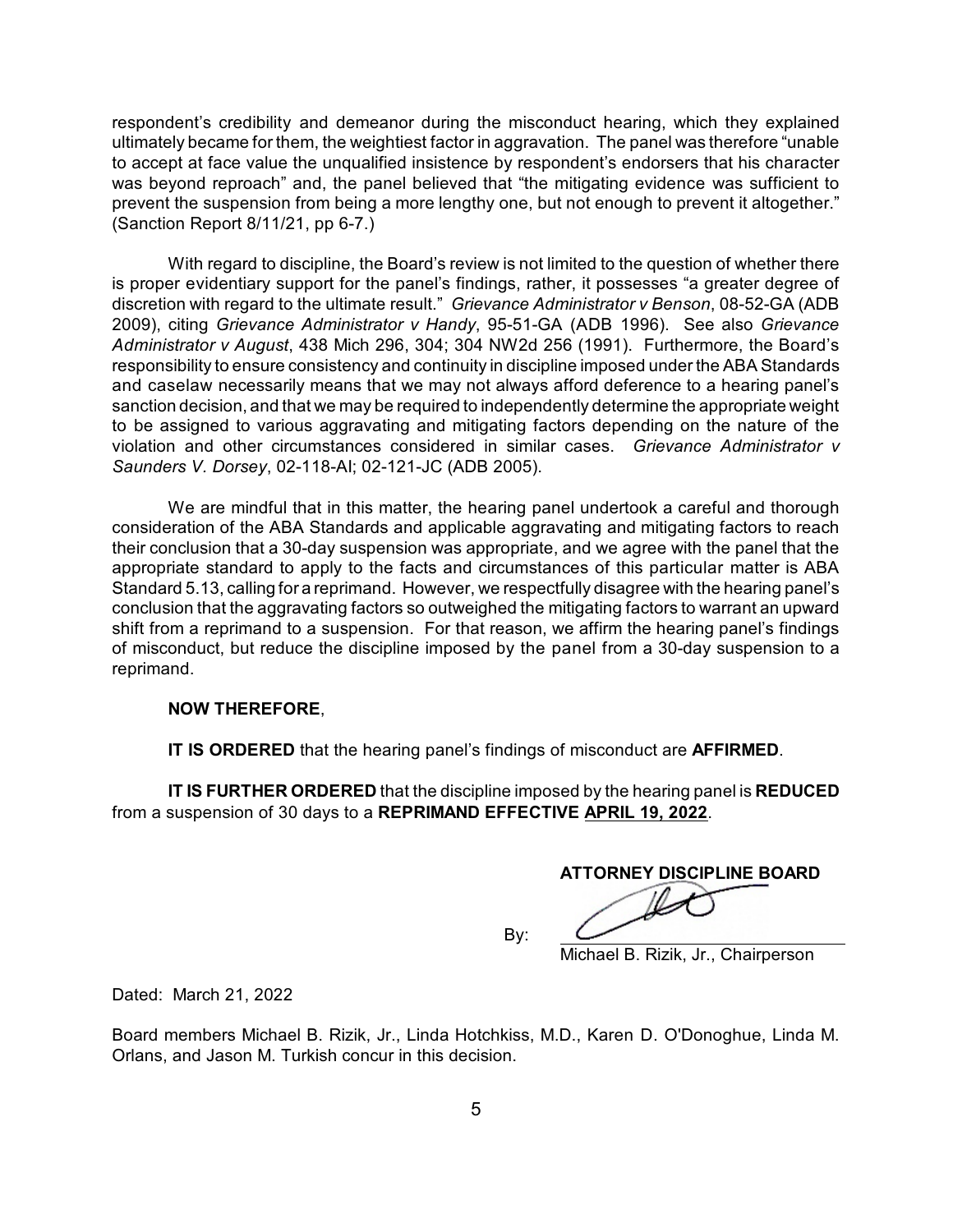respondent's credibility and demeanor during the misconduct hearing, which they explained ultimately became for them, the weightiest factor in aggravation. The panel was therefore "unable to accept at face value the unqualified insistence by respondent's endorsers that his character was beyond reproach" and, the panel believed that "the mitigating evidence was sufficient to prevent the suspension from being a more lengthy one, but not enough to prevent it altogether." (Sanction Report 8/11/21, pp 6-7.)

With regard to discipline, the Board's review is not limited to the question of whether there is proper evidentiary support for the panel's findings, rather, it possesses "a greater degree of discretion with regard to the ultimate result." *Grievance Administrator v Benson*, 08-52-GA (ADB 2009), citing *Grievance Administrator v Handy*, 95-51-GA (ADB 1996). See also *Grievance Administrator v August*, 438 Mich 296, 304; 304 NW2d 256 (1991). Furthermore, the Board's responsibility to ensure consistency and continuity in discipline imposed under the ABA Standards and caselaw necessarily means that we may not always afford deference to a hearing panel's sanction decision, and that we may be required to independently determine the appropriate weight to be assigned to various aggravating and mitigating factors depending on the nature of the violation and other circumstances considered in similar cases. *Grievance Administrator v Saunders V. Dorsey*, 02-118-AI; 02-121-JC (ADB 2005).

We are mindful that in this matter, the hearing panel undertook a careful and thorough consideration of the ABA Standards and applicable aggravating and mitigating factors to reach their conclusion that a 30-day suspension was appropriate, and we agree with the panel that the appropriate standard to apply to the facts and circumstances of this particular matter is ABA Standard 5.13, calling for a reprimand. However, we respectfully disagree with the hearing panel's conclusion that the aggravating factors so outweighed the mitigating factors to warrant an upward shift from a reprimand to a suspension. For that reason, we affirm the hearing panel's findings of misconduct, but reduce the discipline imposed by the panel from a 30-day suspension to a reprimand.

**NOW THEREFORE**,

**IT IS ORDERED** that the hearing panel's findings of misconduct are **AFFIRMED**.

**IT IS FURTHER ORDERED** that the discipline imposed by the hearing panel is **REDUCED** from a suspension of 30 days to a **REPRIMAND EFFECTIVE <u>APRIL 19, 2022</u>**.

**ATTORNEY DISCIPLINE BOARD**

By: ______________________

Michael B. Rizik, Jr., Chairperson

Dated: March 21, 2022

Board members Michael B. Rizik, Jr., Linda Hotchkiss, M.D., Karen D. O'Donoghue, Linda M. Orlans, and Jason M. Turkish concur in this decision.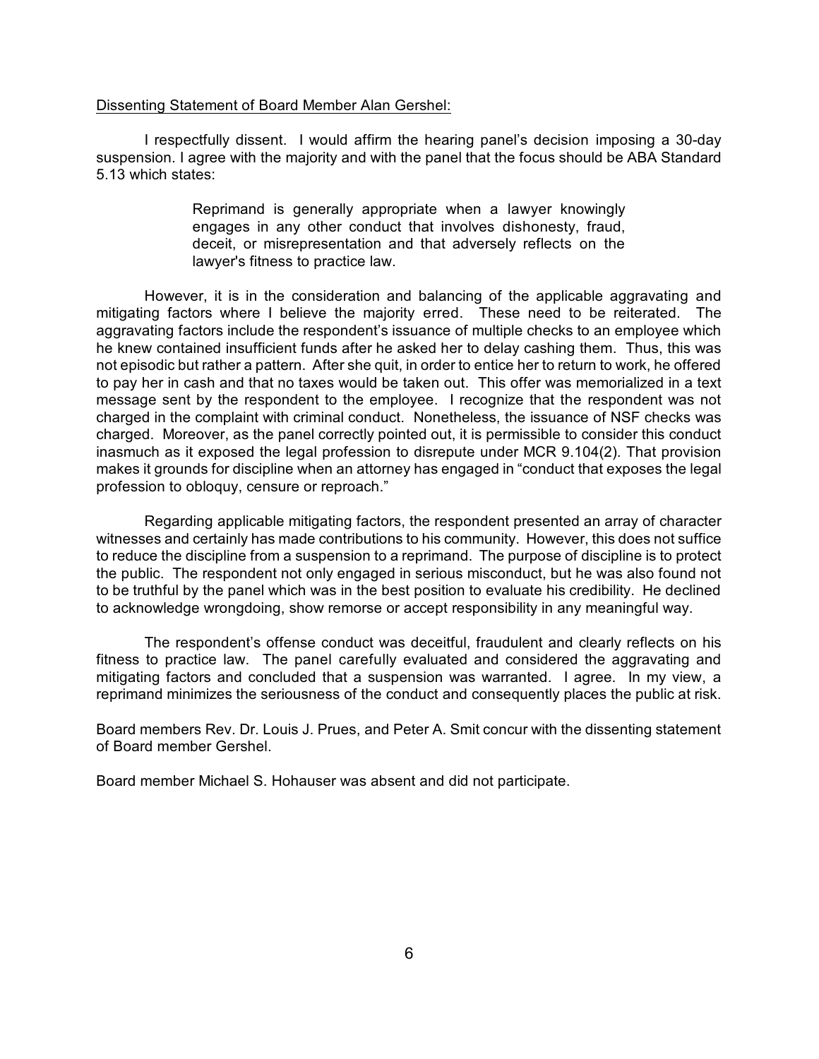Dissenting Statement of Board Member Alan Gershel:

I respectfully dissent. I would affirm the hearing panel's decision imposing a 30-day suspension. I agree with the majority and with the panel that the focus should be ABA Standard 5.13 which states:

> Reprimand is generally appropriate when a lawyer knowingly engages in any other conduct that involves dishonesty, fraud, deceit, or misrepresentation and that adversely reflects on the lawyer's fitness to practice law.

However, it is in the consideration and balancing of the applicable aggravating and mitigating factors where I believe the majority erred. These need to be reiterated. The aggravating factors include the respondent's issuance of multiple checks to an employee which he knew contained insufficient funds after he asked her to delay cashing them. Thus, this was not episodic but rather a pattern. After she quit, in order to entice her to return to work, he offered to pay her in cash and that no taxes would be taken out. This offer was memorialized in a text message sent by the respondent to the employee. I recognize that the respondent was not charged in the complaint with criminal conduct. Nonetheless, the issuance of NSF checks was charged. Moreover, as the panel correctly pointed out, it is permissible to consider this conduct inasmuch as it exposed the legal profession to disrepute under MCR 9.104(2). That provision makes it grounds for discipline when an attorney has engaged in "conduct that exposes the legal profession to obloquy, censure or reproach."

Regarding applicable mitigating factors, the respondent presented an array of character witnesses and certainly has made contributions to his community. However, this does not suffice to reduce the discipline from a suspension to a reprimand. The purpose of discipline is to protect the public. The respondent not only engaged in serious misconduct, but he was also found not to be truthful by the panel which was in the best position to evaluate his credibility. He declined to acknowledge wrongdoing, show remorse or accept responsibility in any meaningful way.

The respondent's offense conduct was deceitful, fraudulent and clearly reflects on his fitness to practice law. The panel carefully evaluated and considered the aggravating and mitigating factors and concluded that a suspension was warranted. I agree. In my view, a reprimand minimizes the seriousness of the conduct and consequently places the public at risk.

Board members Rev. Dr. Louis J. Prues, and Peter A. Smit concur with the dissenting statement of Board member Gershel.

Board member Michael S. Hohauser was absent and did not participate.